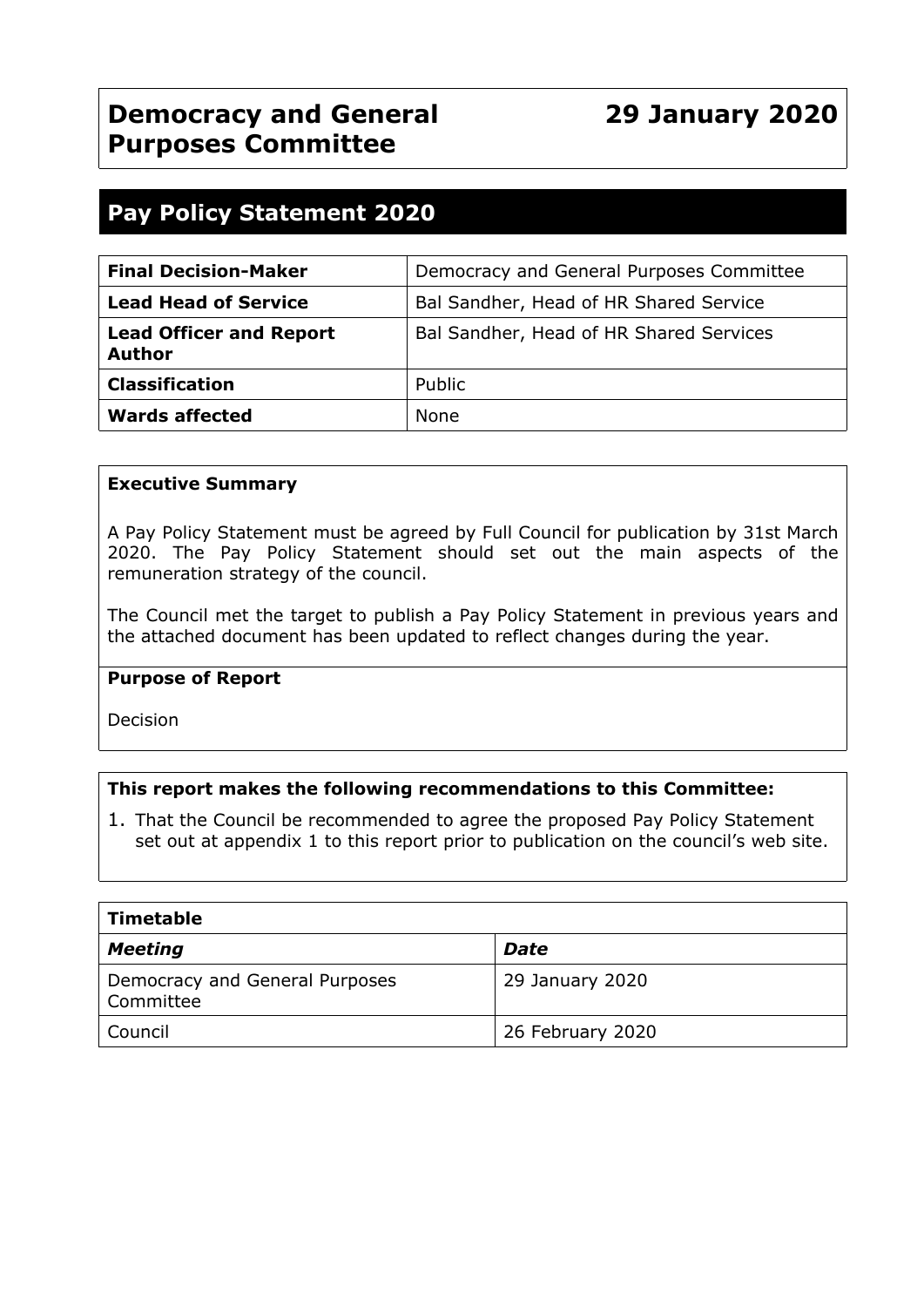# Democracy and General Purposes Committee

**29 January 2020**

## Pay Policy Statement 2020

| | |
|---|---|
| **Final Decision-Maker** | Democracy and General Purposes Committee |
| **Lead Head of Service** | Bal Sandher, Head of HR Shared Service |
| **Lead Officer and Report Author** | Bal Sandher, Head of HR Shared Services |
| **Classification** | Public |
| **Wards affected** | None |

**Executive Summary**

A Pay Policy Statement must be agreed by Full Council for publication by 31st March 2020. The Pay Policy Statement should set out the main aspects of the remuneration strategy of the council.

The Council met the target to publish a Pay Policy Statement in previous years and the attached document has been updated to reflect changes during the year.

**Purpose of Report**

Decision

**This report makes the following recommendations to this Committee:**

1. That the Council be recommended to agree the proposed Pay Policy Statement set out at appendix 1 to this report prior to publication on the council's web site.

| **Timetable** | |
|---|---|
| ***Meeting*** | ***Date*** |
| Democracy and General Purposes Committee | 29 January 2020 |
| Council | 26 February 2020 |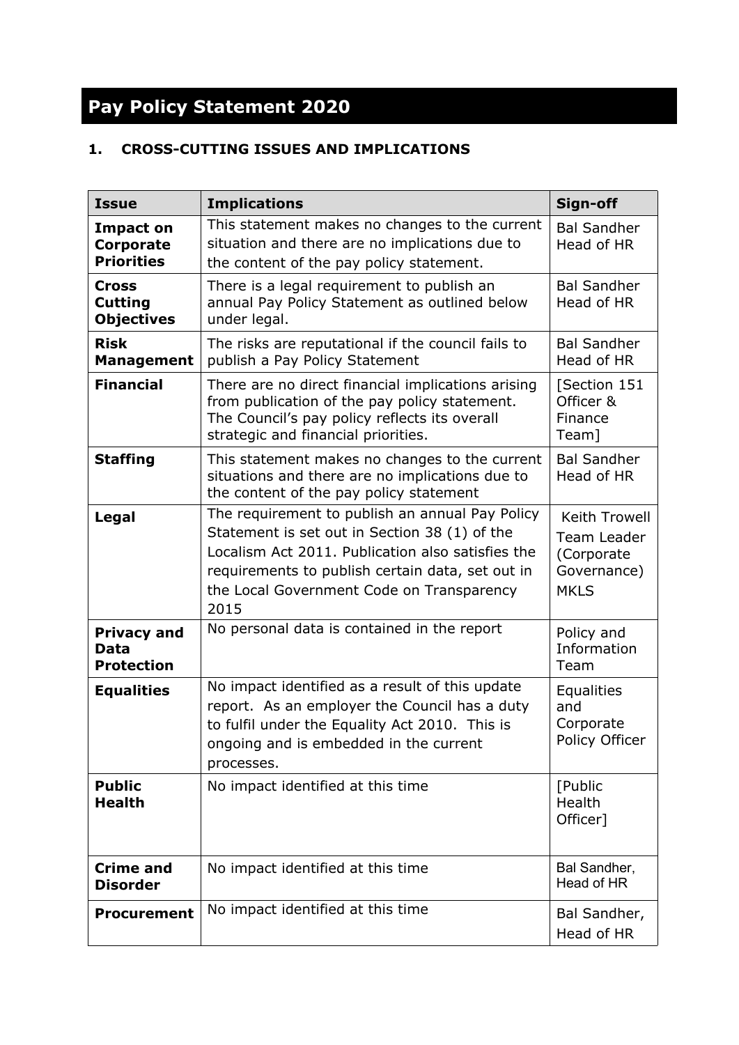# Pay Policy Statement 2020

## 1. CROSS-CUTTING ISSUES AND IMPLICATIONS

| Issue | Implications | Sign-off |
|---|---|---|
| **Impact on Corporate Priorities** | This statement makes no changes to the current situation and there are no implications due to the content of the pay policy statement. | Bal Sandher Head of HR |
| **Cross Cutting Objectives** | There is a legal requirement to publish an annual Pay Policy Statement as outlined below under legal. | Bal Sandher Head of HR |
| **Risk Management** | The risks are reputational if the council fails to publish a Pay Policy Statement | Bal Sandher Head of HR |
| **Financial** | There are no direct financial implications arising from publication of the pay policy statement. The Council's pay policy reflects its overall strategic and financial priorities. | [Section 151 Officer & Finance Team] |
| **Staffing** | This statement makes no changes to the current situations and there are no implications due to the content of the pay policy statement | Bal Sandher Head of HR |
| **Legal** | The requirement to publish an annual Pay Policy Statement is set out in Section 38 (1) of the Localism Act 2011. Publication also satisfies the requirements to publish certain data, set out in the Local Government Code on Transparency 2015 | Keith Trowell Team Leader (Corporate Governance) MKLS |
| **Privacy and Data Protection** | No personal data is contained in the report | Policy and Information Team |
| **Equalities** | No impact identified as a result of this update report. As an employer the Council has a duty to fulfil under the Equality Act 2010. This is ongoing and is embedded in the current processes. | Equalities and Corporate Policy Officer |
| **Public Health** | No impact identified at this time | [Public Health Officer] |
| **Crime and Disorder** | No impact identified at this time | Bal Sandher, Head of HR |
| **Procurement** | No impact identified at this time | Bal Sandher, Head of HR |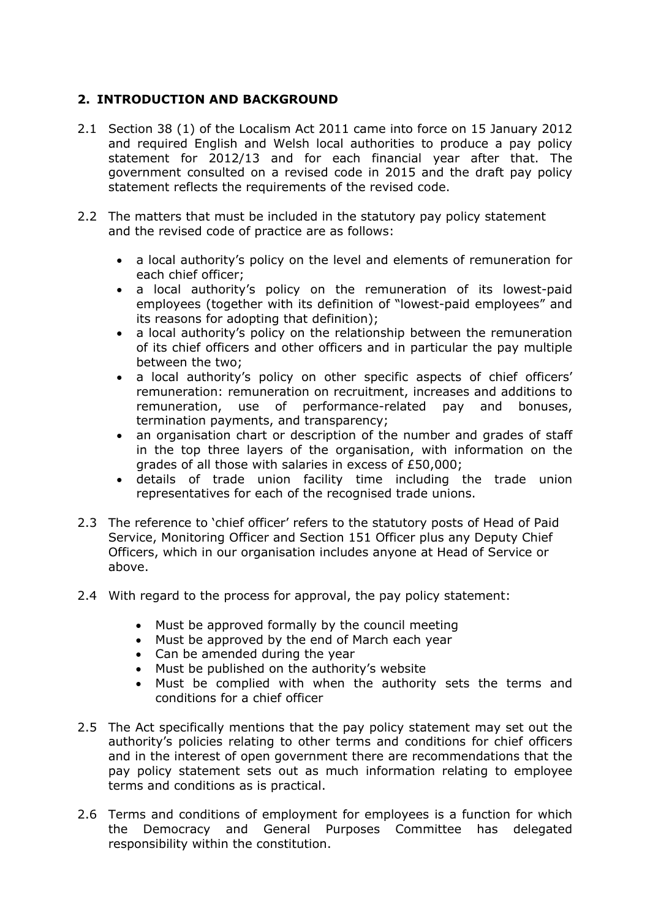## 2. INTRODUCTION AND BACKGROUND

2.1 Section 38 (1) of the Localism Act 2011 came into force on 15 January 2012 and required English and Welsh local authorities to produce a pay policy statement for 2012/13 and for each financial year after that. The government consulted on a revised code in 2015 and the draft pay policy statement reflects the requirements of the revised code.

2.2 The matters that must be included in the statutory pay policy statement and the revised code of practice are as follows:

- a local authority's policy on the level and elements of remuneration for each chief officer;
- a local authority's policy on the remuneration of its lowest-paid employees (together with its definition of "lowest-paid employees" and its reasons for adopting that definition);
- a local authority's policy on the relationship between the remuneration of its chief officers and other officers and in particular the pay multiple between the two;
- a local authority's policy on other specific aspects of chief officers' remuneration: remuneration on recruitment, increases and additions to remuneration, use of performance-related pay and bonuses, termination payments, and transparency;
- an organisation chart or description of the number and grades of staff in the top three layers of the organisation, with information on the grades of all those with salaries in excess of £50,000;
- details of trade union facility time including the trade union representatives for each of the recognised trade unions.

2.3 The reference to 'chief officer' refers to the statutory posts of Head of Paid Service, Monitoring Officer and Section 151 Officer plus any Deputy Chief Officers, which in our organisation includes anyone at Head of Service or above.

2.4 With regard to the process for approval, the pay policy statement:

- Must be approved formally by the council meeting
- Must be approved by the end of March each year
- Can be amended during the year
- Must be published on the authority's website
- Must be complied with when the authority sets the terms and conditions for a chief officer

2.5 The Act specifically mentions that the pay policy statement may set out the authority's policies relating to other terms and conditions for chief officers and in the interest of open government there are recommendations that the pay policy statement sets out as much information relating to employee terms and conditions as is practical.

2.6 Terms and conditions of employment for employees is a function for which the Democracy and General Purposes Committee has delegated responsibility within the constitution.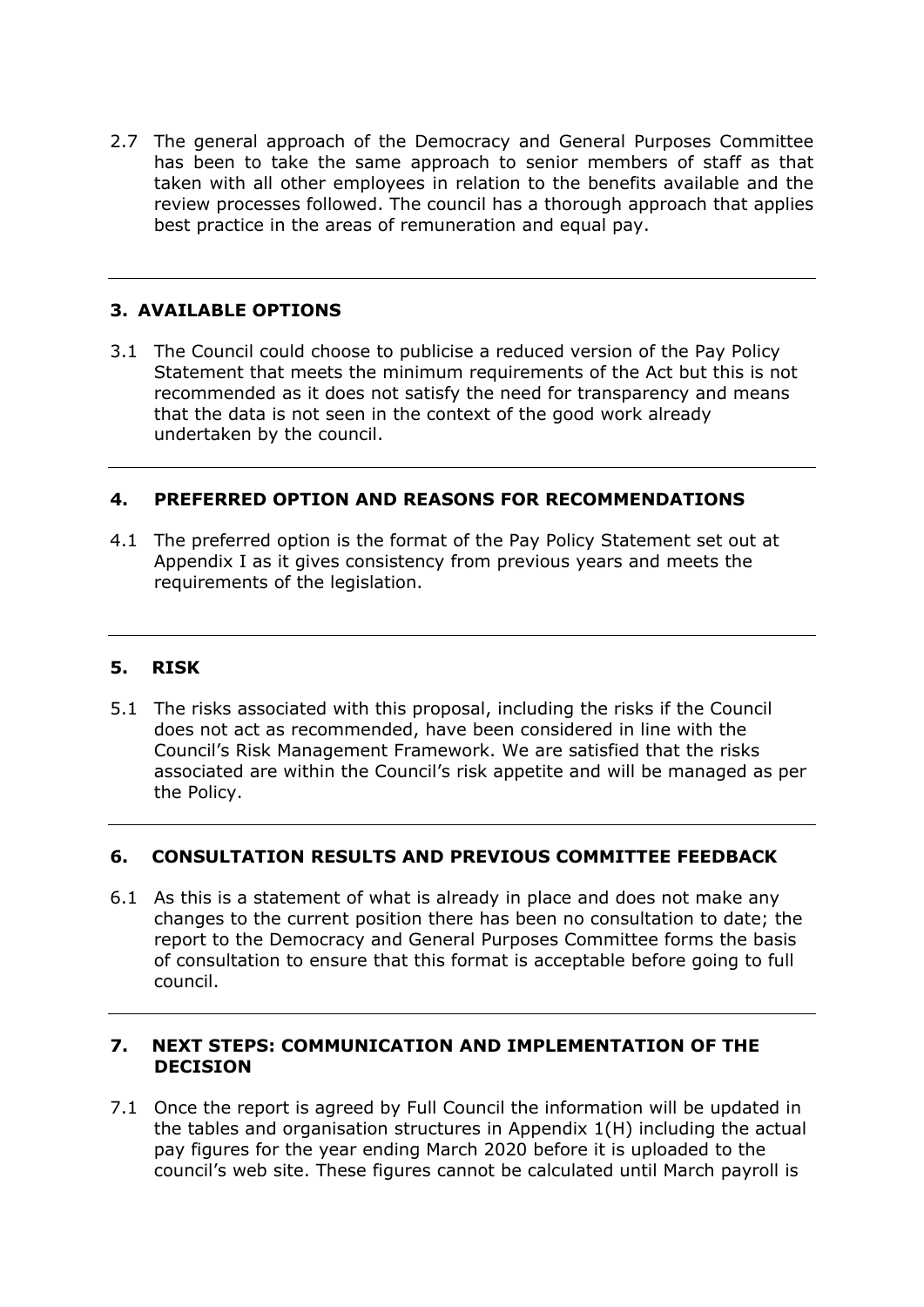2.7 The general approach of the Democracy and General Purposes Committee has been to take the same approach to senior members of staff as that taken with all other employees in relation to the benefits available and the review processes followed. The council has a thorough approach that applies best practice in the areas of remuneration and equal pay.

---

## 3. AVAILABLE OPTIONS

3.1 The Council could choose to publicise a reduced version of the Pay Policy Statement that meets the minimum requirements of the Act but this is not recommended as it does not satisfy the need for transparency and means that the data is not seen in the context of the good work already undertaken by the council.

---

## 4. PREFERRED OPTION AND REASONS FOR RECOMMENDATIONS

4.1 The preferred option is the format of the Pay Policy Statement set out at Appendix I as it gives consistency from previous years and meets the requirements of the legislation.

---

## 5. RISK

5.1 The risks associated with this proposal, including the risks if the Council does not act as recommended, have been considered in line with the Council's Risk Management Framework. We are satisfied that the risks associated are within the Council's risk appetite and will be managed as per the Policy.

---

## 6. CONSULTATION RESULTS AND PREVIOUS COMMITTEE FEEDBACK

6.1 As this is a statement of what is already in place and does not make any changes to the current position there has been no consultation to date; the report to the Democracy and General Purposes Committee forms the basis of consultation to ensure that this format is acceptable before going to full council.

---

## 7. NEXT STEPS: COMMUNICATION AND IMPLEMENTATION OF THE DECISION

7.1 Once the report is agreed by Full Council the information will be updated in the tables and organisation structures in Appendix 1(H) including the actual pay figures for the year ending March 2020 before it is uploaded to the council's web site. These figures cannot be calculated until March payroll is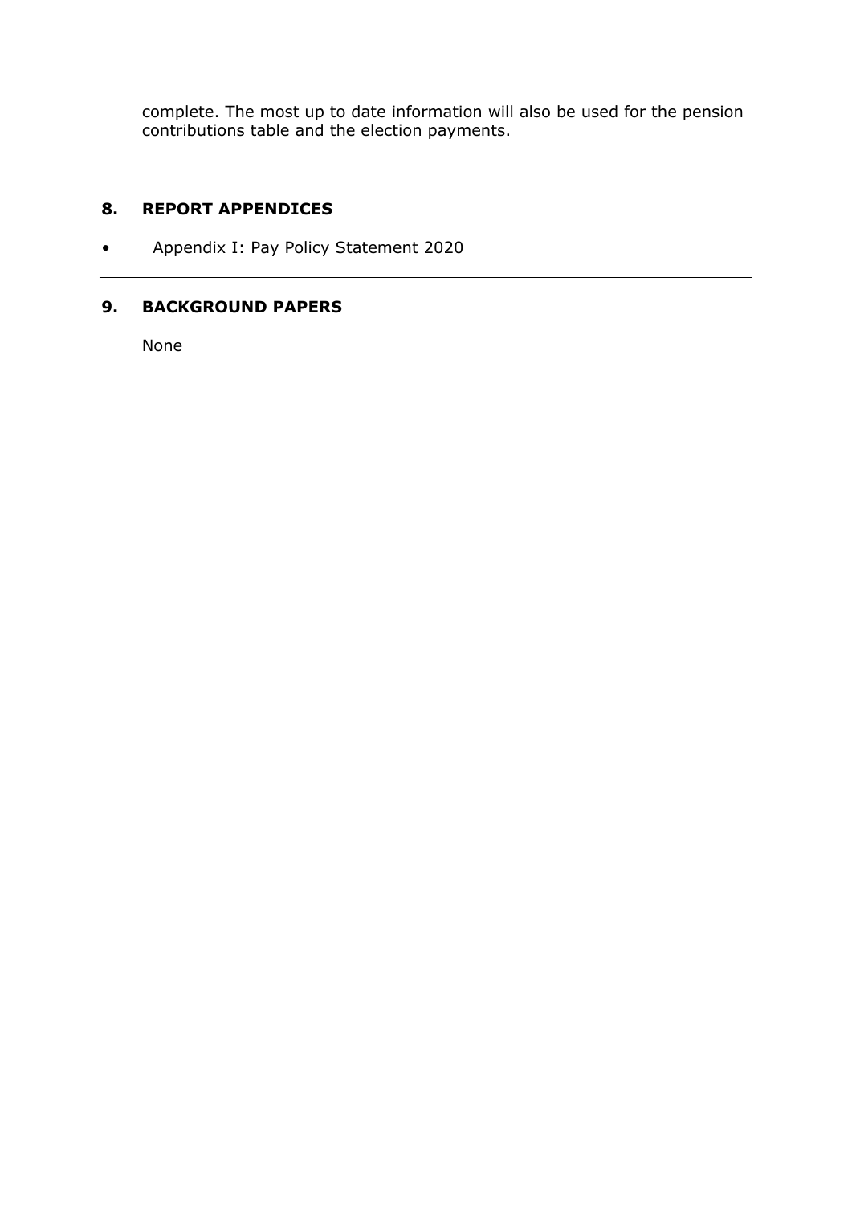complete. The most up to date information will also be used for the pension contributions table and the election payments.

---

## 8. REPORT APPENDICES

- Appendix I: Pay Policy Statement 2020

---

## 9. BACKGROUND PAPERS

None